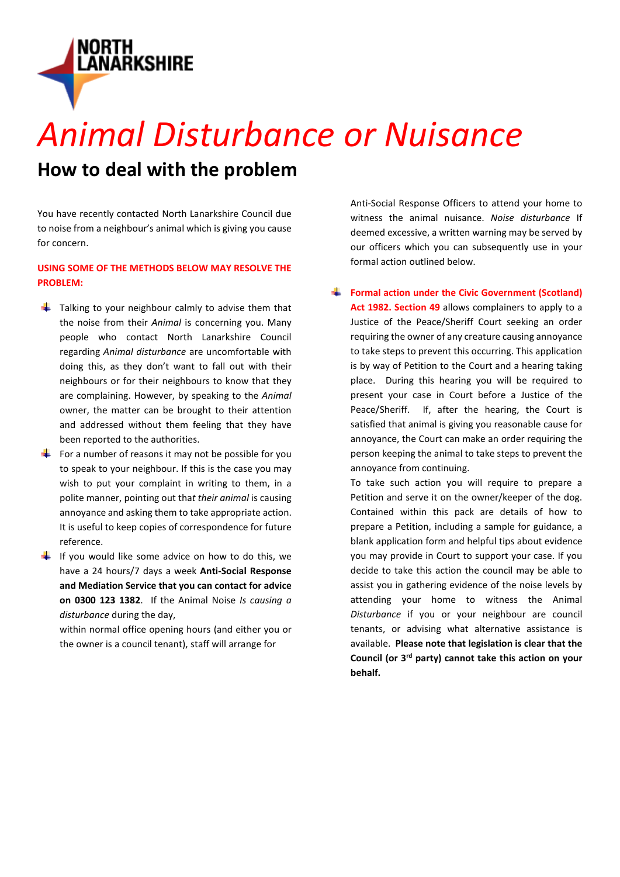NORTH LANARKSHIRE

# *Animal Disturbance or Nuisance*

## How to deal with the problem

You have recently contacted North Lanarkshire Council due to noise from a neighbour's animal which is giving you cause for concern.

**USING SOME OF THE METHODS BELOW MAY RESOLVE THE PROBLEM:**

- Talking to your neighbour calmly to advise them that the noise from their *Animal* is concerning you. Many people who contact North Lanarkshire Council regarding *Animal disturbance* are uncomfortable with doing this, as they don't want to fall out with their neighbours or for their neighbours to know that they are complaining. However, by speaking to the *Animal* owner, the matter can be brought to their attention and addressed without them feeling that they have been reported to the authorities.
- For a number of reasons it may not be possible for you to speak to your neighbour. If this is the case you may wish to put your complaint in writing to them, in a polite manner, pointing out that *their animal* is causing annoyance and asking them to take appropriate action. It is useful to keep copies of correspondence for future reference.
- If you would like some advice on how to do this, we have a 24 hours/7 days a week **Anti-Social Response and Mediation Service that you can contact for advice on 0300 123 1382**. If the Animal Noise *Is causing a disturbance* during the day, within normal office opening hours (and either you or the owner is a council tenant), staff will arrange for Anti-Social Response Officers to attend your home to witness the animal nuisance. *Noise disturbance* If deemed excessive, a written warning may be served by our officers which you can subsequently use in your formal action outlined below.
- **Formal action under the Civic Government (Scotland) Act 1982. Section 49** allows complainers to apply to a Justice of the Peace/Sheriff Court seeking an order requiring the owner of any creature causing annoyance to take steps to prevent this occurring. This application is by way of Petition to the Court and a hearing taking place. During this hearing you will be required to present your case in Court before a Justice of the Peace/Sheriff. If, after the hearing, the Court is satisfied that animal is giving you reasonable cause for annoyance, the Court can make an order requiring the person keeping the animal to take steps to prevent the annoyance from continuing.
  To take such action you will require to prepare a Petition and serve it on the owner/keeper of the dog. Contained within this pack are details of how to prepare a Petition, including a sample for guidance, a blank application form and helpful tips about evidence you may provide in Court to support your case. If you decide to take this action the council may be able to assist you in gathering evidence of the noise levels by attending your home to witness the Animal *Disturbance* if you or your neighbour are council tenants, or advising what alternative assistance is available. **Please note that legislation is clear that the Council (or 3rd party) cannot take this action on your behalf.**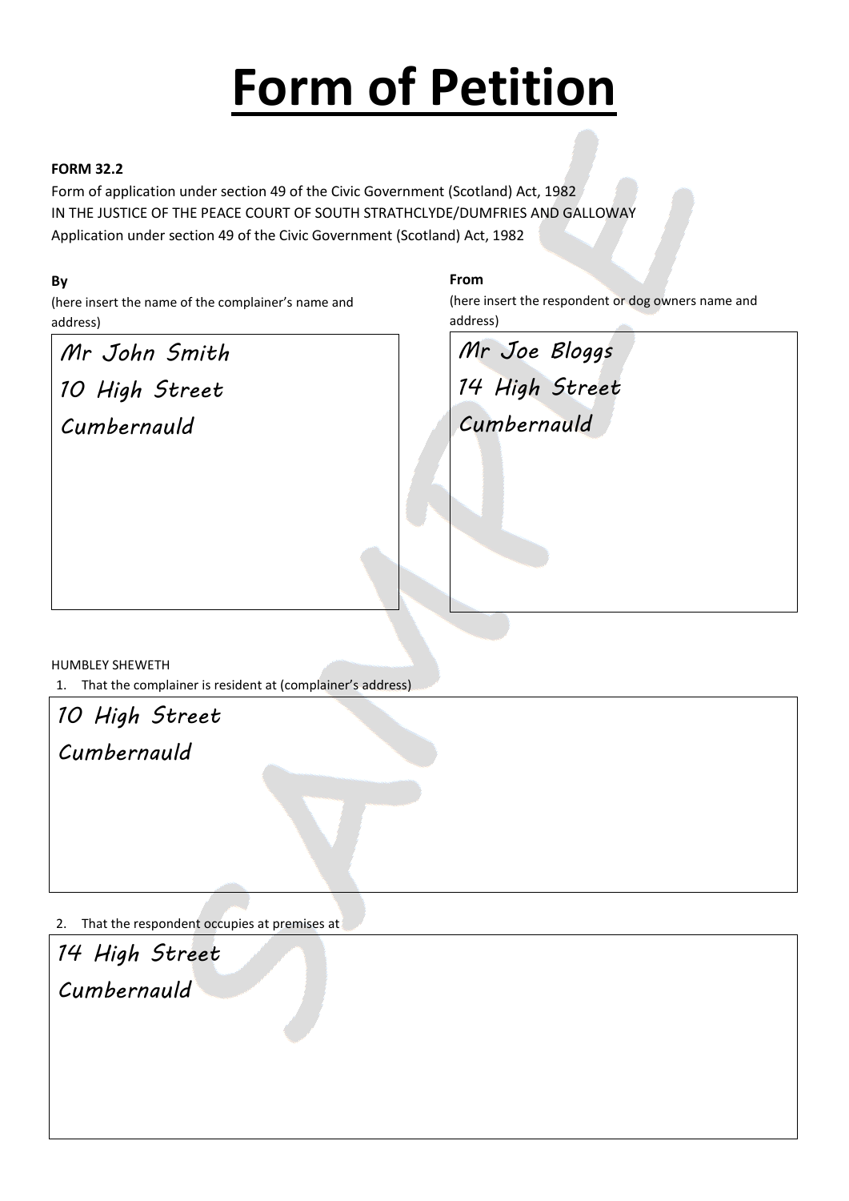# Form of Petition

**FORM 32.2**

Form of application under section 49 of the Civic Government (Scotland) Act, 1982

IN THE JUSTICE OF THE PEACE COURT OF SOUTH STRATHCLYDE/DUMFRIES AND GALLOWAY

Application under section 49 of the Civic Government (Scotland) Act, 1982

**By**

(here insert the name of the complainer's name and address)

Mr John Smith
10 High Street
Cumbernauld

**From**

(here insert the respondent or dog owners name and address)

Mr Joe Bloggs
14 High Street
Cumbernauld

HUMBLEY SHEWETH

1. That the complainer is resident at (complainer's address)

10 High Street
Cumbernauld

2. That the respondent occupies at premises at

14 High Street
Cumbernauld

SAMPLE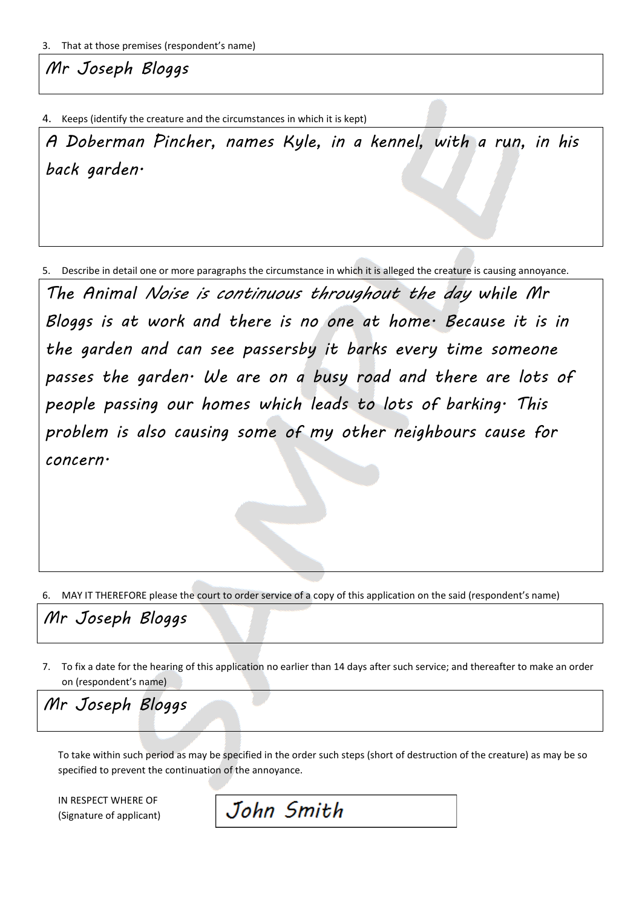3. That at those premises (respondent's name)

Mr Joseph Bloggs

4. Keeps (identify the creature and the circumstances in which it is kept)

A Doberman Pincher, names Kyle, in a kennel, with a run, in his back garden.

5. Describe in detail one or more paragraphs the circumstance in which it is alleged the creature is causing annoyance.

The Animal Noise is continuous throughout the day while Mr Bloggs is at work and there is no one at home. Because it is in the garden and can see passersby it barks every time someone passes the garden. We are on a busy road and there are lots of people passing our homes which leads to lots of barking. This problem is also causing some of my other neighbours cause for concern.

6. MAY IT THEREFORE please the court to order service of a copy of this application on the said (respondent's name)

Mr Joseph Bloggs

7. To fix a date for the hearing of this application no earlier than 14 days after such service; and thereafter to make an order on (respondent's name)

Mr Joseph Bloggs

To take within such period as may be specified in the order such steps (short of destruction of the creature) as may be so specified to prevent the continuation of the annoyance.

IN RESPECT WHERE OF
(Signature of applicant)

John Smith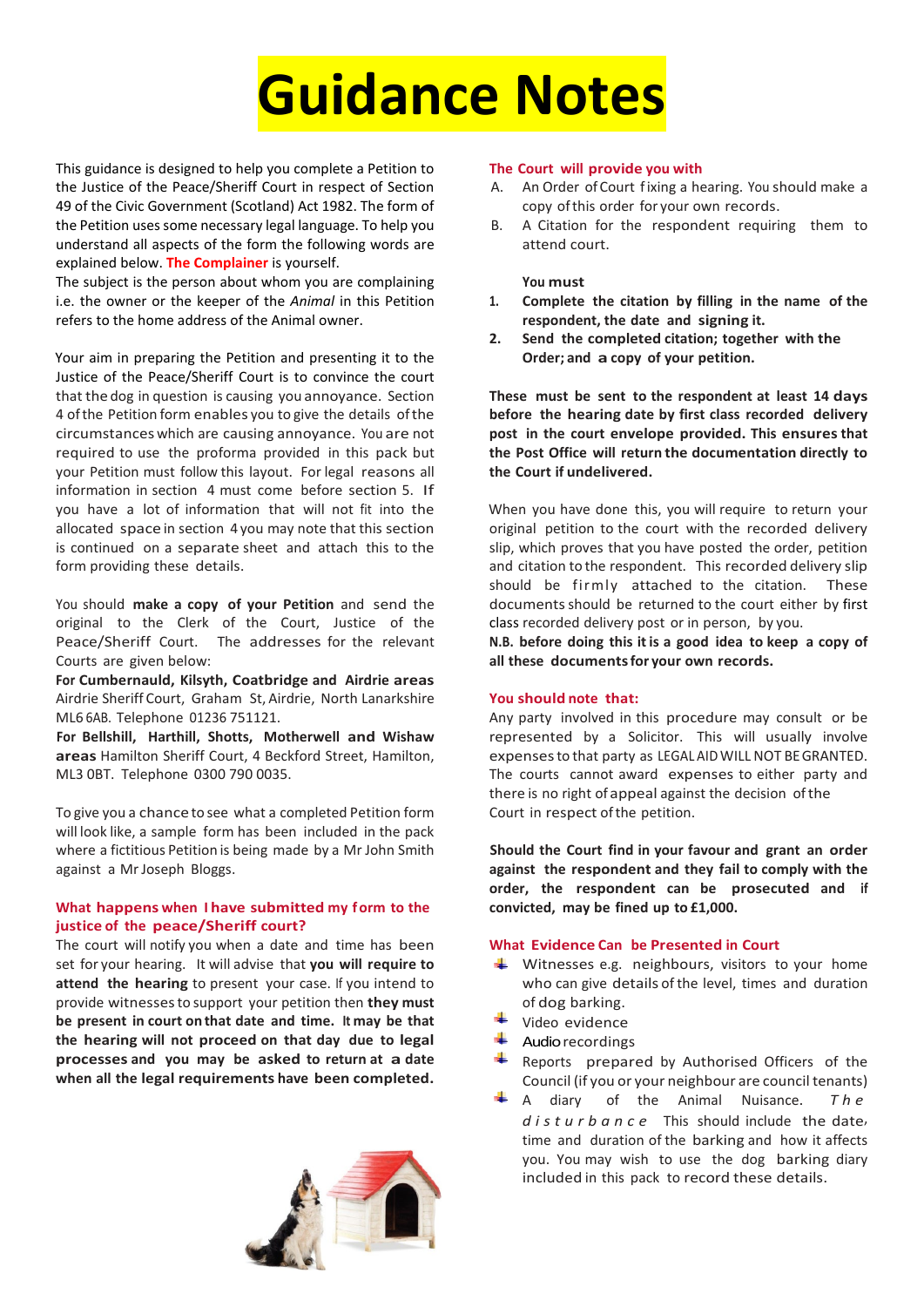# Guidance Notes

This guidance is designed to help you complete a Petition to the Justice of the Peace/Sheriff Court in respect of Section 49 of the Civic Government (Scotland) Act 1982. The form of the Petition uses some necessary legal language. To help you understand all aspects of the form the following words are explained below. **The Complainer** is yourself.

The subject is the person about whom you are complaining i.e. the owner or the keeper of the *Animal* in this Petition refers to the home address of the Animal owner.

Your aim in preparing the Petition and presenting it to the Justice of the Peace/Sheriff Court is to convince the court that the dog in question is causing you annoyance. Section 4 of the Petition form enables you to give the details of the circumstances which are causing annoyance. You are not required to use the proforma provided in this pack but your Petition must follow this layout. For legal reasons all information in section 4 must come before section 5. If you have a lot of information that will not fit into the allocated space in section 4 you may note that this section is continued on a separate sheet and attach this to the form providing these details.

You should **make a copy of your Petition** and send the original to the Clerk of the Court, Justice of the Peace/Sheriff Court. The addresses for the relevant Courts are given below:

**For Cumbernauld, Kilsyth, Coatbridge and Airdrie areas** Airdrie Sheriff Court, Graham St, Airdrie, North Lanarkshire ML6 6AB. Telephone 01236 751121.

**For Bellshill, Harthill, Shotts, Motherwell and Wishaw areas** Hamilton Sheriff Court, 4 Beckford Street, Hamilton, ML3 0BT. Telephone 0300 790 0035.

To give you a chance to see what a completed Petition form will look like, a sample form has been included in the pack where a fictitious Petition is being made by a Mr John Smith against a Mr Joseph Bloggs.

### What happens when I have submitted my form to the justice of the peace/Sheriff court?

The court will notify you when a date and time has been set for your hearing. It will advise that **you will require to attend the hearing** to present your case. If you intend to provide witnesses to support your petition then **they must be present in court on that date and time. It may be that the hearing will not proceed on that day due to legal processes and you may be asked to return at a date when all the legal requirements have been completed.**

### The Court will provide you with

A. An Order of Court fixing a hearing. You should make a copy of this order for your own records.

B. A Citation for the respondent requiring them to attend court.

**You must**

1. **Complete the citation by filling in the name of the respondent, the date and signing it.**
2. **Send the completed citation; together with the Order; and a copy of your petition.**

**These must be sent to the respondent at least 14 days before the hearing date by first class recorded delivery post in the court envelope provided. This ensures that the Post Office will return the documentation directly to the Court if undelivered.**

When you have done this, you will require to return your original petition to the court with the recorded delivery slip, which proves that you have posted the order, petition and citation to the respondent. This recorded delivery slip should be firmly attached to the citation. These documents should be returned to the court either by first class recorded delivery post or in person, by you.

**N.B. before doing this it is a good idea to keep a copy of all these documents for your own records.**

### You should note that:

Any party involved in this procedure may consult or be represented by a Solicitor. This will usually involve expenses to that party as LEGAL AID WILL NOT BE GRANTED. The courts cannot award expenses to either party and there is no right of appeal against the decision of the Court in respect of the petition.

**Should the Court find in your favour and grant an order against the respondent and they fail to comply with the order, the respondent can be prosecuted and if convicted, may be fined up to £1,000.**

### What Evidence Can be Presented in Court

- Witnesses e.g. neighbours, visitors to your home who can give details of the level, times and duration of dog barking.
- Video evidence
- Audio recordings
- Reports prepared by Authorised Officers of the Council (if you or your neighbour are council tenants)
- A diary of the Animal Nuisance. *The disturbance* This should include the date, time and duration of the barking and how it affects you. You may wish to use the dog barking diary included in this pack to record these details.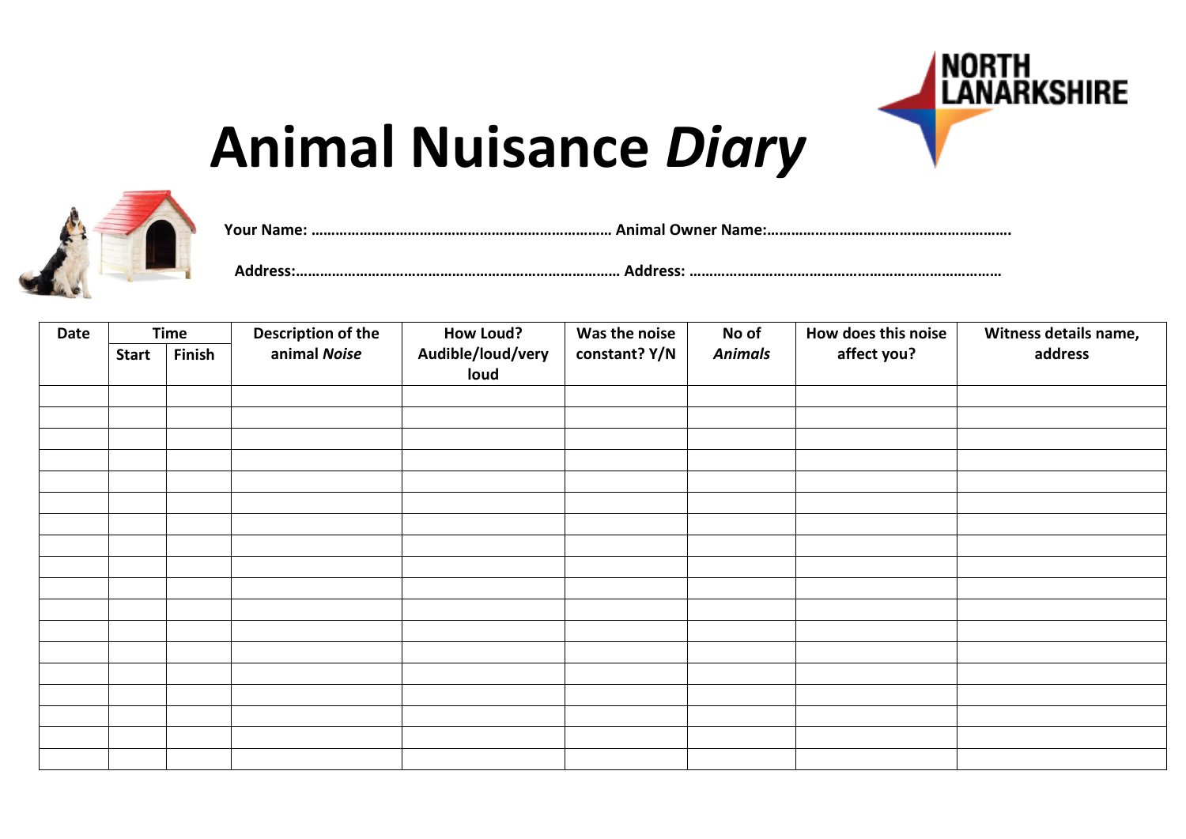# Animal Nuisance *Diary*

NORTH LANARKSHIRE

**Your Name: ……………………………………………………………… Animal Owner Name:…………………………………………………….**

**Address:…………………………………………………………………… Address: ……………………………………………………………………**

| Date | Time | | Description of the animal *Noise* | How Loud? Audible/loud/very loud | Was the noise constant? Y/N | No of *Animals* | How does this noise affect you? | Witness details name, address |
|---|---|---|---|---|---|---|---|---|
| | Start | Finish | | | | | | |
| | | | | | | | | |
| | | | | | | | | |
| | | | | | | | | |
| | | | | | | | | |
| | | | | | | | | |
| | | | | | | | | |
| | | | | | | | | |
| | | | | | | | | |
| | | | | | | | | |
| | | | | | | | | |
| | | | | | | | | |
| | | | | | | | | |
| | | | | | | | | |
| | | | | | | | | |
| | | | | | | | | |
| | | | | | | | | |
| | | | | | | | | |
| | | | | | | | | |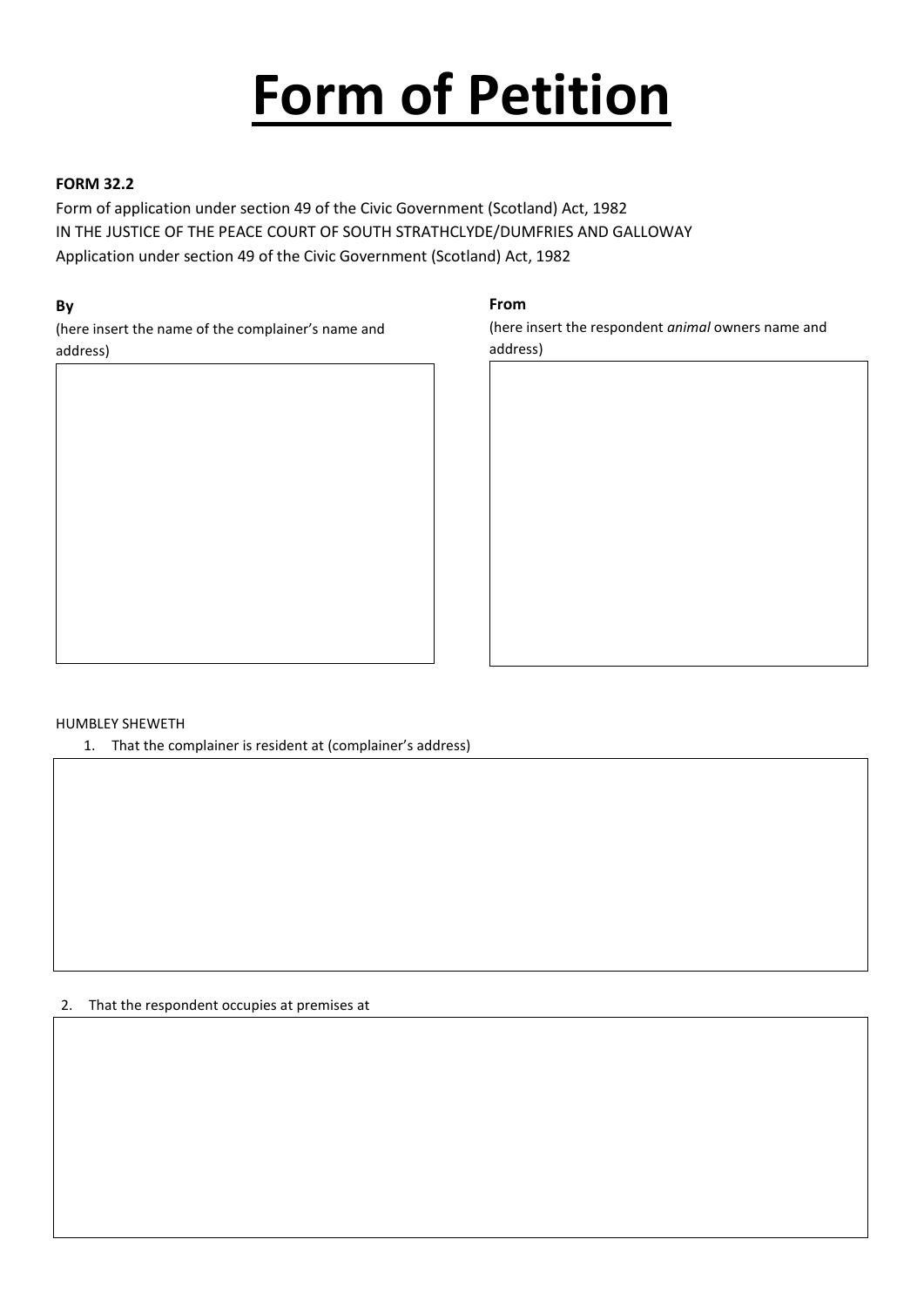# Form of Petition

**FORM 32.2**

Form of application under section 49 of the Civic Government (Scotland) Act, 1982

IN THE JUSTICE OF THE PEACE COURT OF SOUTH STRATHCLYDE/DUMFRIES AND GALLOWAY

Application under section 49 of the Civic Government (Scotland) Act, 1982

**By**

(here insert the name of the complainer's name and address)

**From**

(here insert the respondent *animal* owners name and address)

HUMBLEY SHEWETH

1. That the complainer is resident at (complainer's address)

2. That the respondent occupies at premises at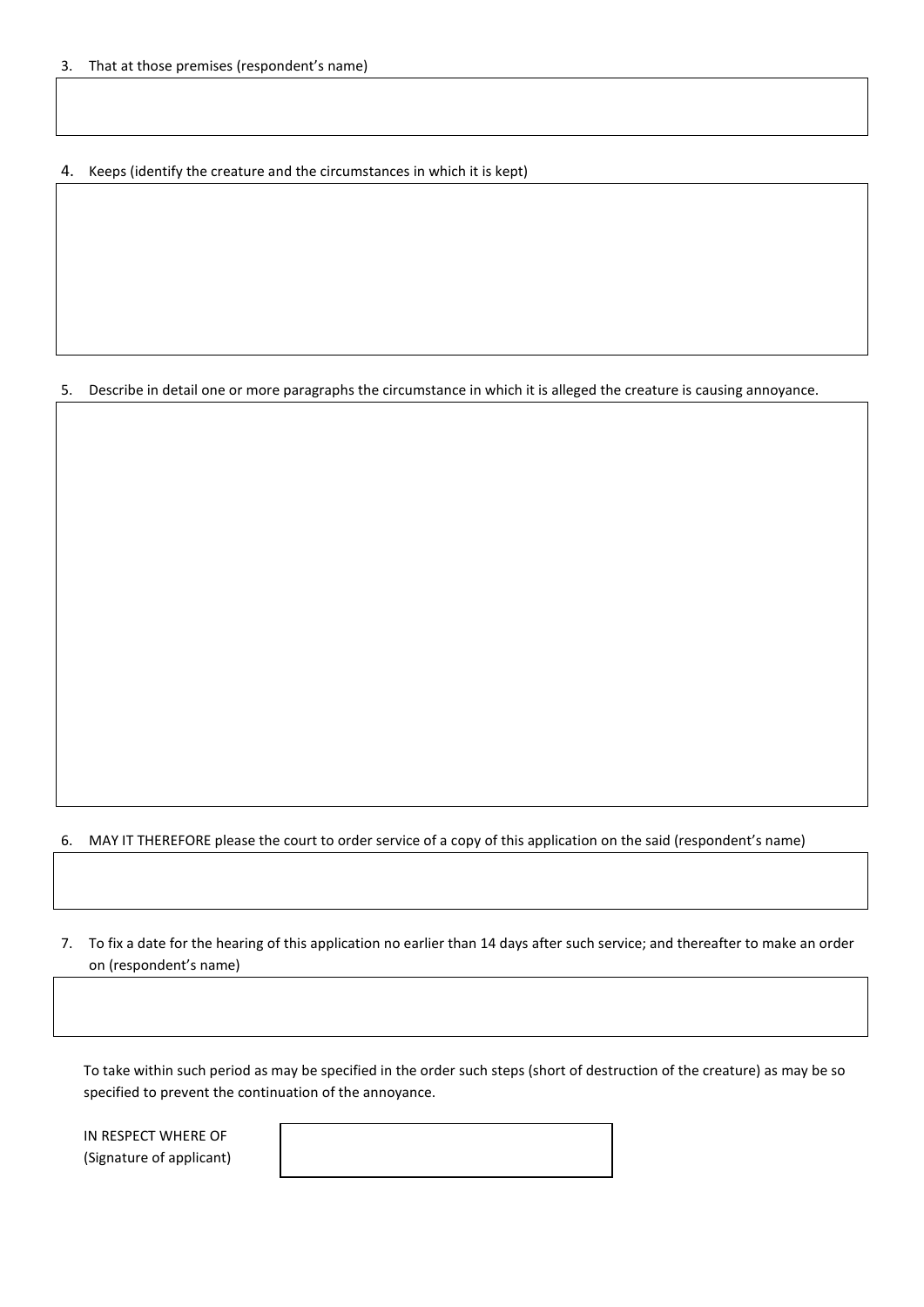3. That at those premises (respondent's name)

4. Keeps (identify the creature and the circumstances in which it is kept)

5. Describe in detail one or more paragraphs the circumstance in which it is alleged the creature is causing annoyance.

6. MAY IT THEREFORE please the court to order service of a copy of this application on the said (respondent's name)

7. To fix a date for the hearing of this application no earlier than 14 days after such service; and thereafter to make an order on (respondent's name)

To take within such period as may be specified in the order such steps (short of destruction of the creature) as may be so specified to prevent the continuation of the annoyance.

IN RESPECT WHERE OF
(Signature of applicant)